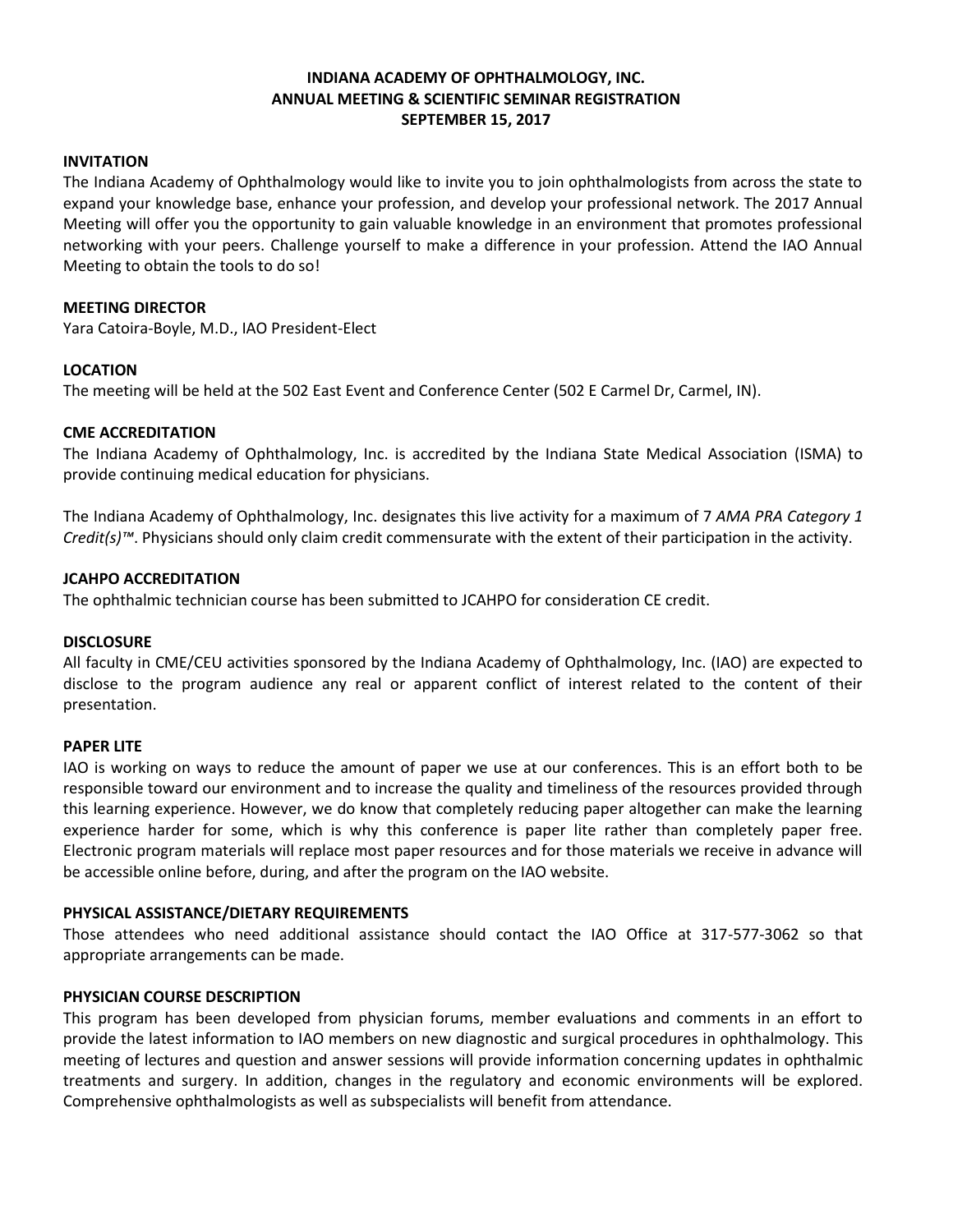# INDIANA ACADEMY OF OPHTHALMOLOGY, INC.
## ANNUAL MEETING & SCIENTIFIC SEMINAR REGISTRATION
## SEPTEMBER 15, 2017

### INVITATION

The Indiana Academy of Ophthalmology would like to invite you to join ophthalmologists from across the state to expand your knowledge base, enhance your profession, and develop your professional network. The 2017 Annual Meeting will offer you the opportunity to gain valuable knowledge in an environment that promotes professional networking with your peers. Challenge yourself to make a difference in your profession. Attend the IAO Annual Meeting to obtain the tools to do so!

### MEETING DIRECTOR

Yara Catoira-Boyle, M.D., IAO President-Elect

### LOCATION

The meeting will be held at the 502 East Event and Conference Center (502 E Carmel Dr, Carmel, IN).

### CME ACCREDITATION

The Indiana Academy of Ophthalmology, Inc. is accredited by the Indiana State Medical Association (ISMA) to provide continuing medical education for physicians.

The Indiana Academy of Ophthalmology, Inc. designates this live activity for a maximum of 7 *AMA PRA Category 1 Credit(s)™*. Physicians should only claim credit commensurate with the extent of their participation in the activity.

### JCAHPO ACCREDITATION

The ophthalmic technician course has been submitted to JCAHPO for consideration CE credit.

### DISCLOSURE

All faculty in CME/CEU activities sponsored by the Indiana Academy of Ophthalmology, Inc. (IAO) are expected to disclose to the program audience any real or apparent conflict of interest related to the content of their presentation.

### PAPER LITE

IAO is working on ways to reduce the amount of paper we use at our conferences. This is an effort both to be responsible toward our environment and to increase the quality and timeliness of the resources provided through this learning experience. However, we do know that completely reducing paper altogether can make the learning experience harder for some, which is why this conference is paper lite rather than completely paper free. Electronic program materials will replace most paper resources and for those materials we receive in advance will be accessible online before, during, and after the program on the IAO website.

### PHYSICAL ASSISTANCE/DIETARY REQUIREMENTS

Those attendees who need additional assistance should contact the IAO Office at 317-577-3062 so that appropriate arrangements can be made.

### PHYSICIAN COURSE DESCRIPTION

This program has been developed from physician forums, member evaluations and comments in an effort to provide the latest information to IAO members on new diagnostic and surgical procedures in ophthalmology. This meeting of lectures and question and answer sessions will provide information concerning updates in ophthalmic treatments and surgery. In addition, changes in the regulatory and economic environments will be explored. Comprehensive ophthalmologists as well as subspecialists will benefit from attendance.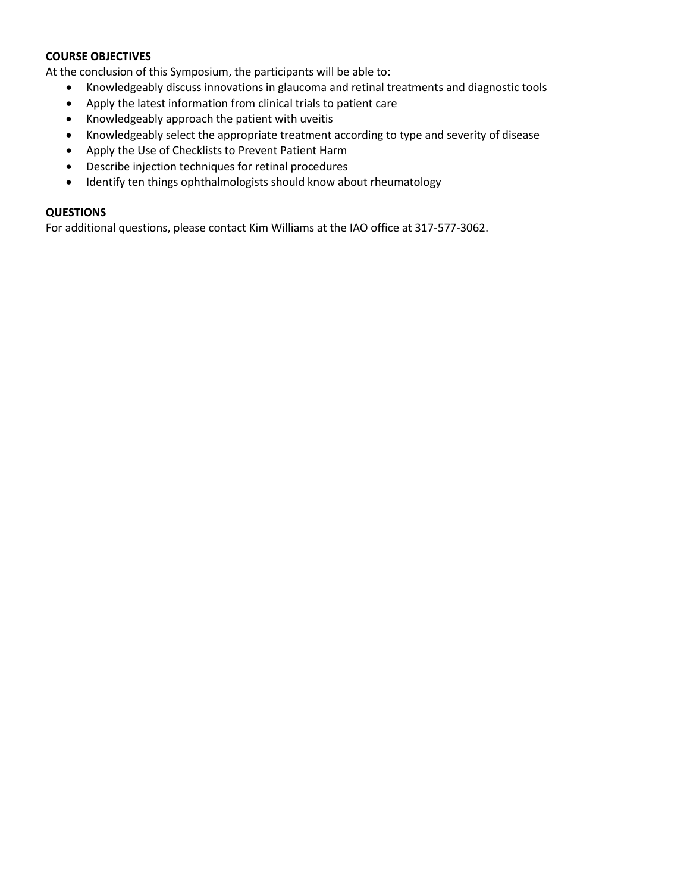**COURSE OBJECTIVES**

At the conclusion of this Symposium, the participants will be able to:

- Knowledgeably discuss innovations in glaucoma and retinal treatments and diagnostic tools
- Apply the latest information from clinical trials to patient care
- Knowledgeably approach the patient with uveitis
- Knowledgeably select the appropriate treatment according to type and severity of disease
- Apply the Use of Checklists to Prevent Patient Harm
- Describe injection techniques for retinal procedures
- Identify ten things ophthalmologists should know about rheumatology

**QUESTIONS**

For additional questions, please contact Kim Williams at the IAO office at 317-577-3062.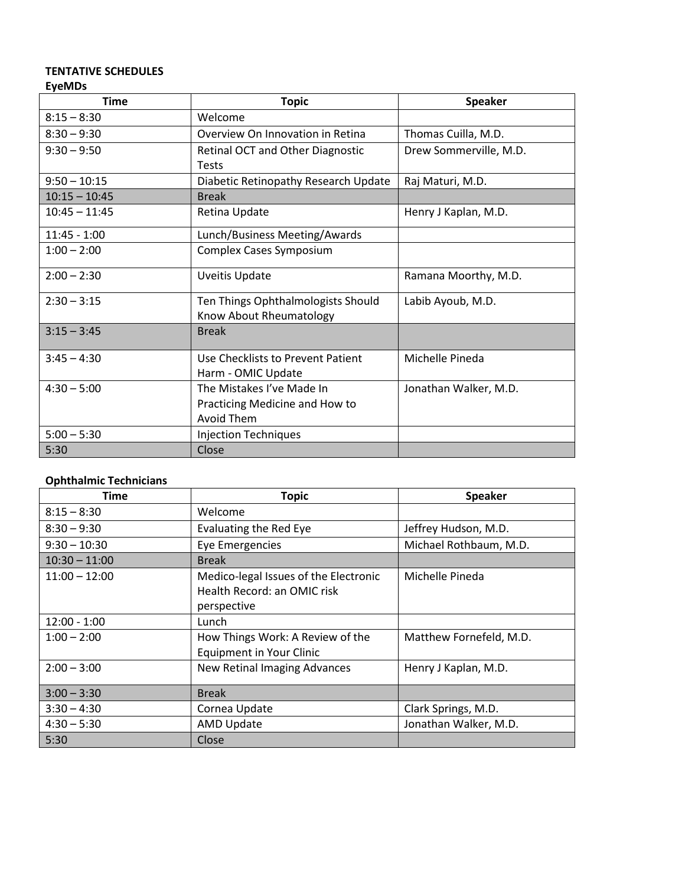**TENTATIVE SCHEDULES**

**EyeMDs**

| Time | Topic | Speaker |
|---|---|---|
| 8:15 – 8:30 | Welcome | |
| 8:30 – 9:30 | Overview On Innovation in Retina | Thomas Cuilla, M.D. |
| 9:30 – 9:50 | Retinal OCT and Other Diagnostic Tests | Drew Sommerville, M.D. |
| 9:50 – 10:15 | Diabetic Retinopathy Research Update | Raj Maturi, M.D. |
| 10:15 – 10:45 | Break | |
| 10:45 – 11:45 | Retina Update | Henry J Kaplan, M.D. |
| 11:45 - 1:00 | Lunch/Business Meeting/Awards | |
| 1:00 – 2:00 | Complex Cases Symposium | |
| 2:00 – 2:30 | Uveitis Update | Ramana Moorthy, M.D. |
| 2:30 – 3:15 | Ten Things Ophthalmologists Should Know About Rheumatology | Labib Ayoub, M.D. |
| 3:15 – 3:45 | Break | |
| 3:45 – 4:30 | Use Checklists to Prevent Patient Harm - OMIC Update | Michelle Pineda |
| 4:30 – 5:00 | The Mistakes I've Made In Practicing Medicine and How to Avoid Them | Jonathan Walker, M.D. |
| 5:00 – 5:30 | Injection Techniques | |
| 5:30 | Close | |

**Ophthalmic Technicians**

| Time | Topic | Speaker |
|---|---|---|
| 8:15 – 8:30 | Welcome | |
| 8:30 – 9:30 | Evaluating the Red Eye | Jeffrey Hudson, M.D. |
| 9:30 – 10:30 | Eye Emergencies | Michael Rothbaum, M.D. |
| 10:30 – 11:00 | Break | |
| 11:00 – 12:00 | Medico-legal Issues of the Electronic Health Record: an OMIC risk perspective | Michelle Pineda |
| 12:00 - 1:00 | Lunch | |
| 1:00 – 2:00 | How Things Work: A Review of the Equipment in Your Clinic | Matthew Fornefeld, M.D. |
| 2:00 – 3:00 | New Retinal Imaging Advances | Henry J Kaplan, M.D. |
| 3:00 – 3:30 | Break | |
| 3:30 – 4:30 | Cornea Update | Clark Springs, M.D. |
| 4:30 – 5:30 | AMD Update | Jonathan Walker, M.D. |
| 5:30 | Close | |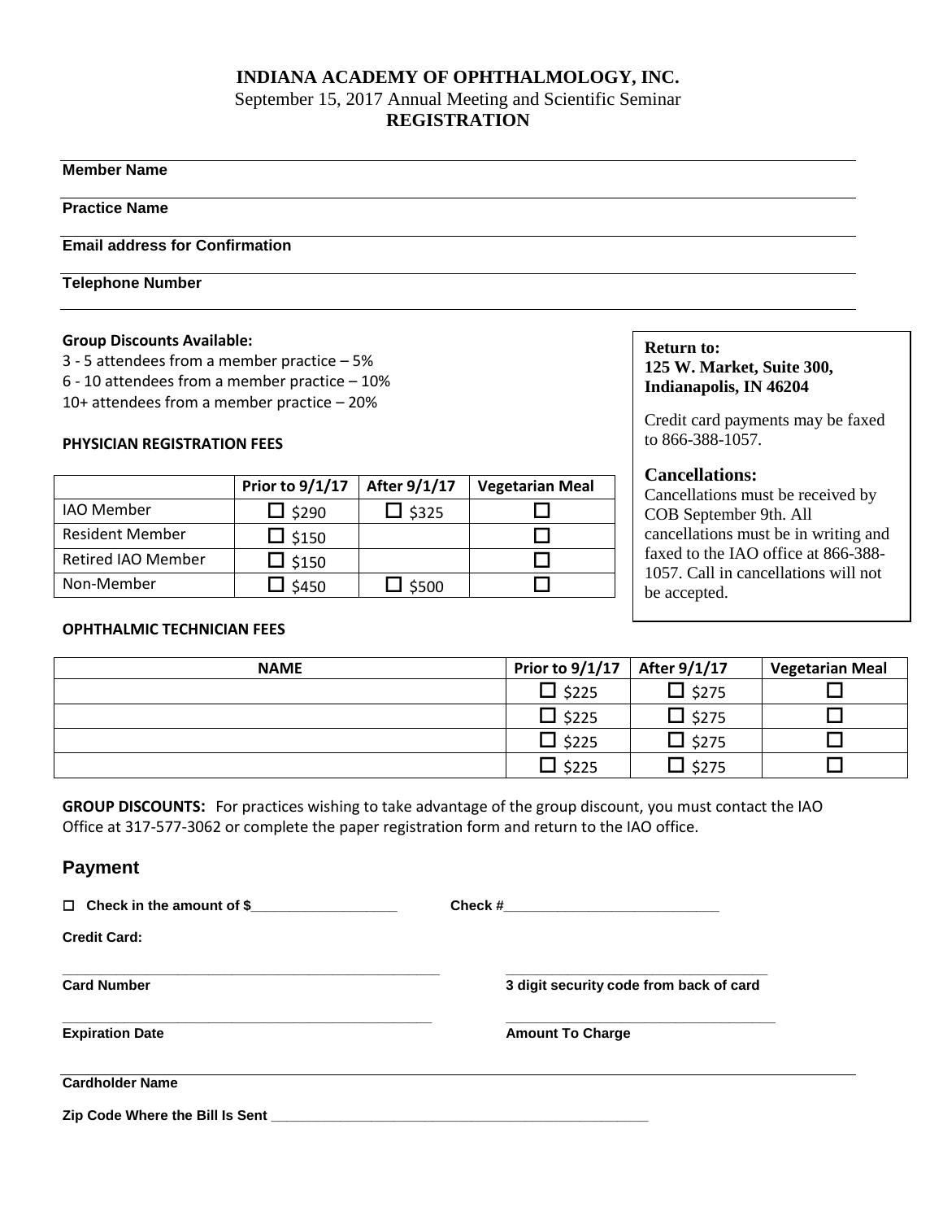**INDIANA ACADEMY OF OPHTHALMOLOGY, INC.**
September 15, 2017 Annual Meeting and Scientific Seminar
**REGISTRATION**

**Member Name**

**Practice Name**

**Email address for Confirmation**

**Telephone Number**

**Group Discounts Available:**
3 - 5 attendees from a member practice – 5%
6 - 10 attendees from a member practice – 10%
10+ attendees from a member practice – 20%

**PHYSICIAN REGISTRATION FEES**

| | Prior to 9/1/17 | After 9/1/17 | Vegetarian Meal |
|---|---|---|---|
| IAO Member | ☐ $290 | ☐ $325 | ☐ |
| Resident Member | ☐ $150 | | ☐ |
| Retired IAO Member | ☐ $150 | | ☐ |
| Non-Member | ☐ $450 | ☐ $500 | ☐ |

**Return to:**
**125 W. Market, Suite 300, Indianapolis, IN 46204**

Credit card payments may be faxed to 866-388-1057.

**Cancellations:**
Cancellations must be received by COB September 9th. All cancellations must be in writing and faxed to the IAO office at 866-388-1057. Call in cancellations will not be accepted.

**OPHTHALMIC TECHNICIAN FEES**

| NAME | Prior to 9/1/17 | After 9/1/17 | Vegetarian Meal |
|---|---|---|---|
| | ☐ $225 | ☐ $275 | ☐ |
| | ☐ $225 | ☐ $275 | ☐ |
| | ☐ $225 | ☐ $275 | ☐ |
| | ☐ $225 | ☐ $275 | ☐ |

**GROUP DISCOUNTS:** For practices wishing to take advantage of the group discount, you must contact the IAO Office at 317-577-3062 or complete the paper registration form and return to the IAO office.

## Payment

☐ **Check in the amount of $**\_\_\_\_\_\_\_\_\_\_\_\_\_\_\_\_\_\_\_ **Check #**\_\_\_\_\_\_\_\_\_\_\_\_\_\_\_\_\_\_\_\_\_\_\_\_\_\_\_

**Credit Card:**

**Card Number** \_\_\_\_\_\_\_\_\_\_\_\_\_\_\_\_\_\_\_\_ **3 digit security code from back of card** \_\_\_\_\_\_\_\_\_\_\_\_\_\_\_\_\_\_\_\_

**Expiration Date** \_\_\_\_\_\_\_\_\_\_\_\_\_\_\_\_\_\_\_\_ **Amount To Charge** \_\_\_\_\_\_\_\_\_\_\_\_\_\_\_\_\_\_\_\_

**Cardholder Name**

**Zip Code Where the Bill Is Sent** \_\_\_\_\_\_\_\_\_\_\_\_\_\_\_\_\_\_\_\_\_\_\_\_\_\_\_\_\_\_\_\_\_\_\_\_\_\_\_\_\_\_\_\_